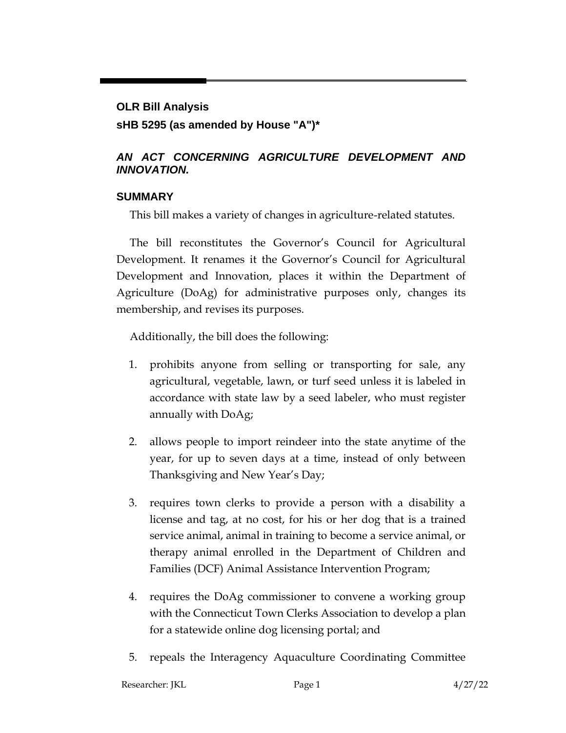**OLR Bill Analysis**

**sHB 5295 (as amended by House "A")***

***AN ACT CONCERNING AGRICULTURE DEVELOPMENT AND INNOVATION.***

## SUMMARY

This bill makes a variety of changes in agriculture-related statutes.

The bill reconstitutes the Governor's Council for Agricultural Development. It renames it the Governor's Council for Agricultural Development and Innovation, places it within the Department of Agriculture (DoAg) for administrative purposes only, changes its membership, and revises its purposes.

Additionally, the bill does the following:

1. prohibits anyone from selling or transporting for sale, any agricultural, vegetable, lawn, or turf seed unless it is labeled in accordance with state law by a seed labeler, who must register annually with DoAg;

2. allows people to import reindeer into the state anytime of the year, for up to seven days at a time, instead of only between Thanksgiving and New Year's Day;

3. requires town clerks to provide a person with a disability a license and tag, at no cost, for his or her dog that is a trained service animal, animal in training to become a service animal, or therapy animal enrolled in the Department of Children and Families (DCF) Animal Assistance Intervention Program;

4. requires the DoAg commissioner to convene a working group with the Connecticut Town Clerks Association to develop a plan for a statewide online dog licensing portal; and

5. repeals the Interagency Aquaculture Coordinating Committee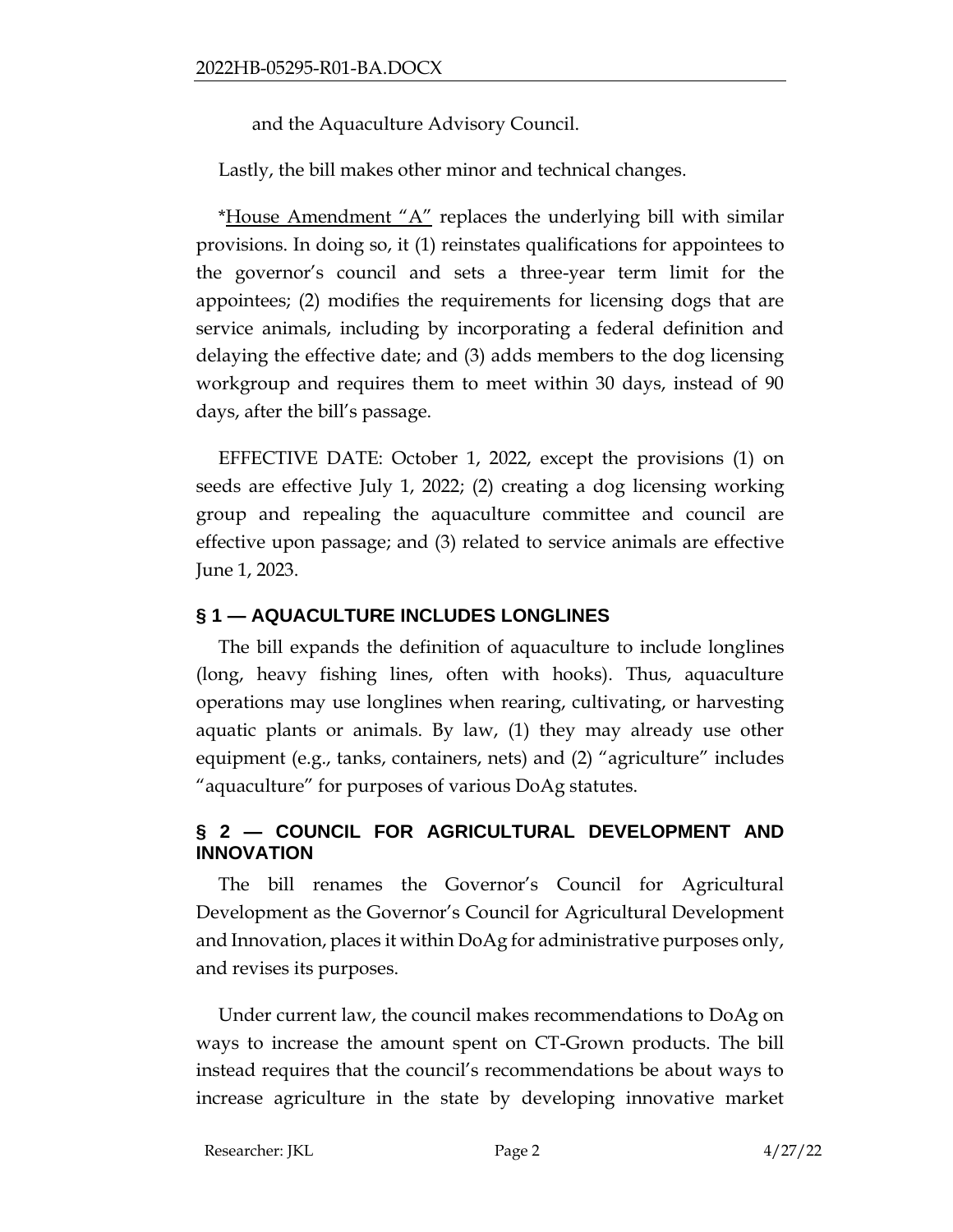and the Aquaculture Advisory Council.

Lastly, the bill makes other minor and technical changes.

*House Amendment "A" replaces the underlying bill with similar provisions. In doing so, it (1) reinstates qualifications for appointees to the governor's council and sets a three-year term limit for the appointees; (2) modifies the requirements for licensing dogs that are service animals, including by incorporating a federal definition and delaying the effective date; and (3) adds members to the dog licensing workgroup and requires them to meet within 30 days, instead of 90 days, after the bill's passage.

EFFECTIVE DATE: October 1, 2022, except the provisions (1) on seeds are effective July 1, 2022; (2) creating a dog licensing working group and repealing the aquaculture committee and council are effective upon passage; and (3) related to service animals are effective June 1, 2023.

## § 1 — AQUACULTURE INCLUDES LONGLINES

The bill expands the definition of aquaculture to include longlines (long, heavy fishing lines, often with hooks). Thus, aquaculture operations may use longlines when rearing, cultivating, or harvesting aquatic plants or animals. By law, (1) they may already use other equipment (e.g., tanks, containers, nets) and (2) "agriculture" includes "aquaculture" for purposes of various DoAg statutes.

## § 2 — COUNCIL FOR AGRICULTURAL DEVELOPMENT AND INNOVATION

The bill renames the Governor's Council for Agricultural Development as the Governor's Council for Agricultural Development and Innovation, places it within DoAg for administrative purposes only, and revises its purposes.

Under current law, the council makes recommendations to DoAg on ways to increase the amount spent on CT-Grown products. The bill instead requires that the council's recommendations be about ways to increase agriculture in the state by developing innovative market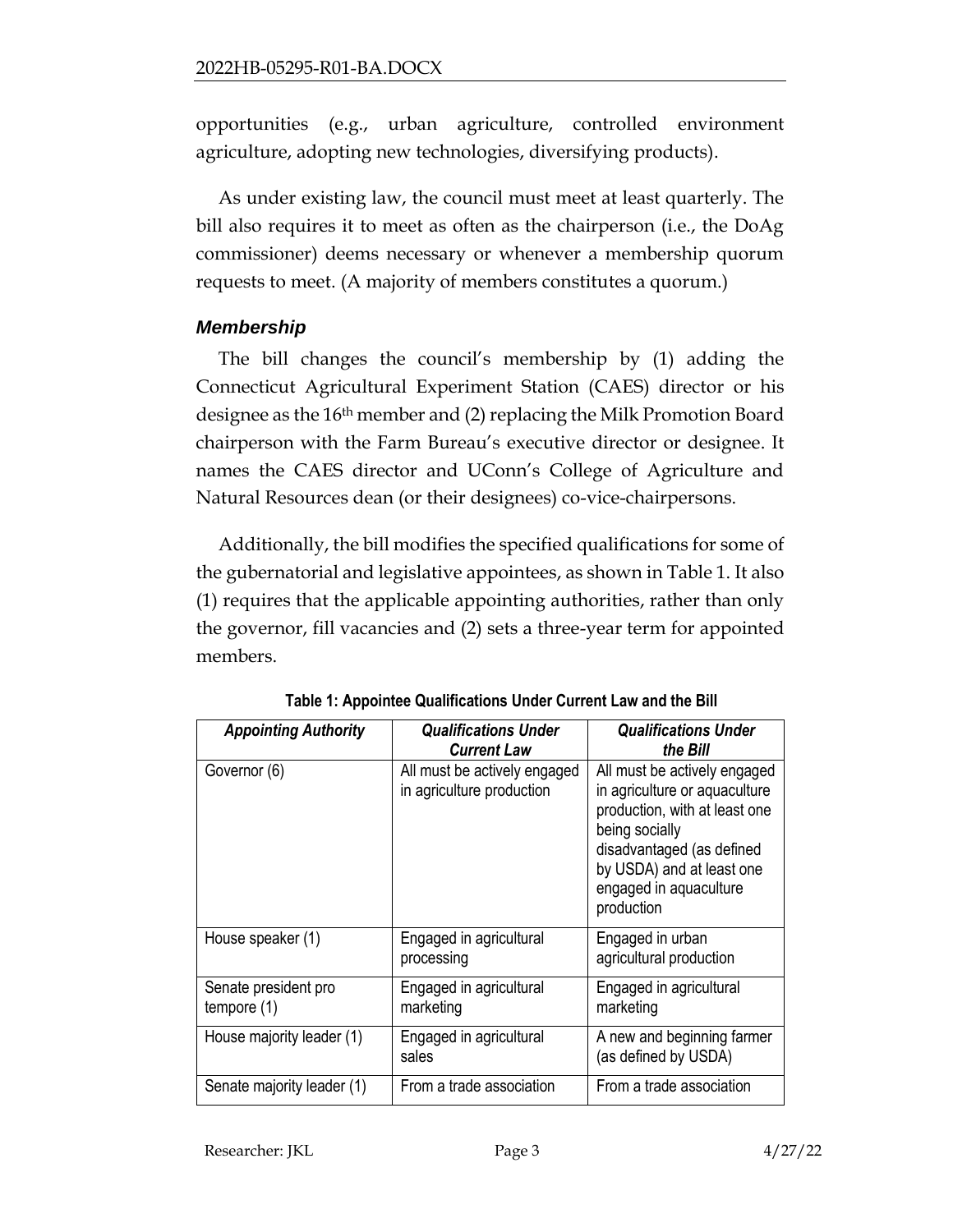opportunities (e.g., urban agriculture, controlled environment agriculture, adopting new technologies, diversifying products).

As under existing law, the council must meet at least quarterly. The bill also requires it to meet as often as the chairperson (i.e., the DoAg commissioner) deems necessary or whenever a membership quorum requests to meet. (A majority of members constitutes a quorum.)

### *Membership*

The bill changes the council's membership by (1) adding the Connecticut Agricultural Experiment Station (CAES) director or his designee as the 16th member and (2) replacing the Milk Promotion Board chairperson with the Farm Bureau's executive director or designee. It names the CAES director and UConn's College of Agriculture and Natural Resources dean (or their designees) co-vice-chairpersons.

Additionally, the bill modifies the specified qualifications for some of the gubernatorial and legislative appointees, as shown in Table 1. It also (1) requires that the applicable appointing authorities, rather than only the governor, fill vacancies and (2) sets a three-year term for appointed members.

**Table 1: Appointee Qualifications Under Current Law and the Bill**

| *Appointing Authority* | *Qualifications Under Current Law* | *Qualifications Under the Bill* |
|---|---|---|
| Governor (6) | All must be actively engaged in agriculture production | All must be actively engaged in agriculture or aquaculture production, with at least one being socially disadvantaged (as defined by USDA) and at least one engaged in aquaculture production |
| House speaker (1) | Engaged in agricultural processing | Engaged in urban agricultural production |
| Senate president pro tempore (1) | Engaged in agricultural marketing | Engaged in agricultural marketing |
| House majority leader (1) | Engaged in agricultural sales | A new and beginning farmer (as defined by USDA) |
| Senate majority leader (1) | From a trade association | From a trade association |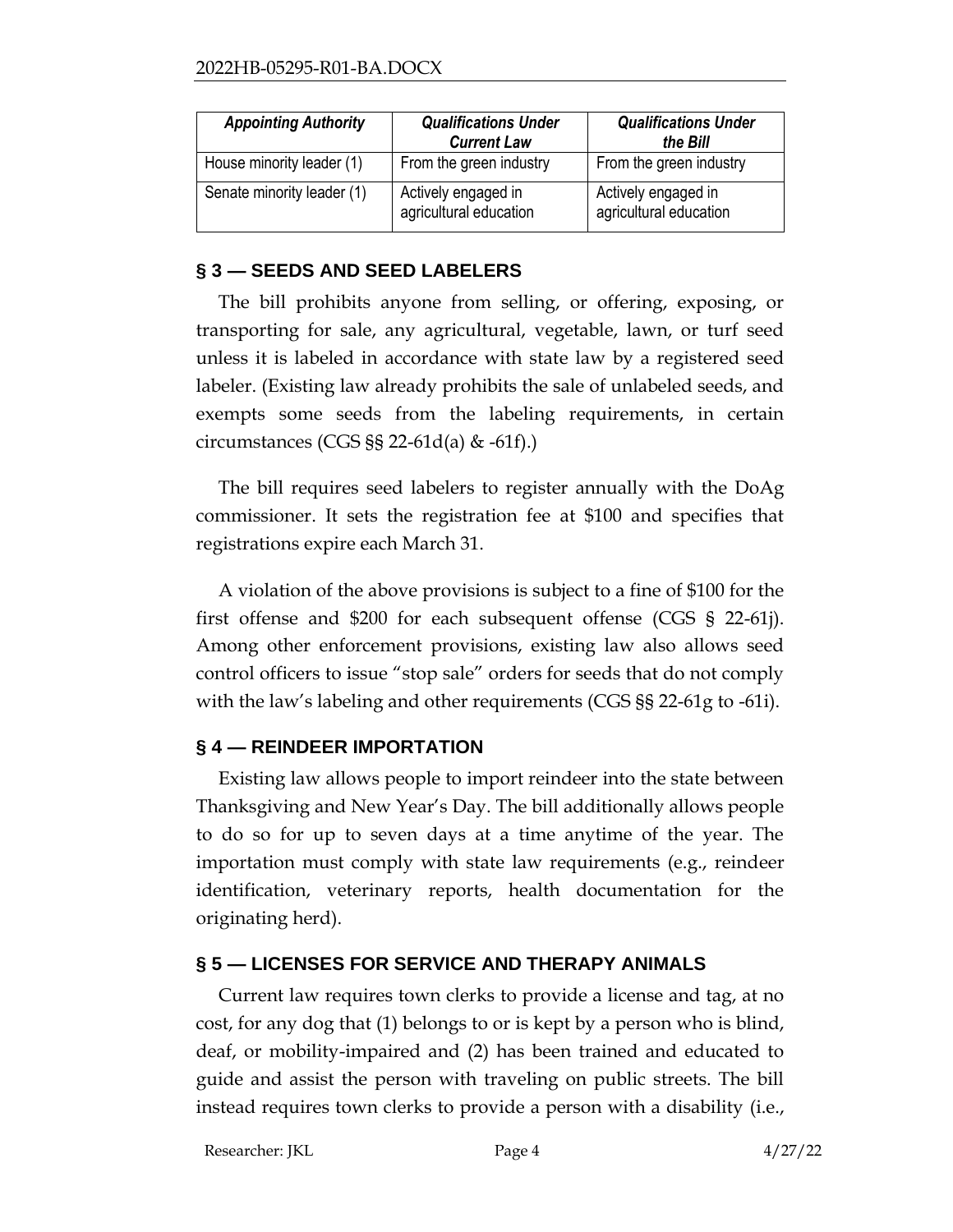| *Appointing Authority* | *Qualifications Under Current Law* | *Qualifications Under the Bill* |
|---|---|---|
| House minority leader (1) | From the green industry | From the green industry |
| Senate minority leader (1) | Actively engaged in agricultural education | Actively engaged in agricultural education |

## § 3 — SEEDS AND SEED LABELERS

The bill prohibits anyone from selling, or offering, exposing, or transporting for sale, any agricultural, vegetable, lawn, or turf seed unless it is labeled in accordance with state law by a registered seed labeler. (Existing law already prohibits the sale of unlabeled seeds, and exempts some seeds from the labeling requirements, in certain circumstances (CGS §§ 22-61d(a) & -61f).)

The bill requires seed labelers to register annually with the DoAg commissioner. It sets the registration fee at $100 and specifies that registrations expire each March 31.

A violation of the above provisions is subject to a fine of $100 for the first offense and $200 for each subsequent offense (CGS § 22-61j). Among other enforcement provisions, existing law also allows seed control officers to issue "stop sale" orders for seeds that do not comply with the law's labeling and other requirements (CGS §§ 22-61g to -61i).

## § 4 — REINDEER IMPORTATION

Existing law allows people to import reindeer into the state between Thanksgiving and New Year's Day. The bill additionally allows people to do so for up to seven days at a time anytime of the year. The importation must comply with state law requirements (e.g., reindeer identification, veterinary reports, health documentation for the originating herd).

## § 5 — LICENSES FOR SERVICE AND THERAPY ANIMALS

Current law requires town clerks to provide a license and tag, at no cost, for any dog that (1) belongs to or is kept by a person who is blind, deaf, or mobility-impaired and (2) has been trained and educated to guide and assist the person with traveling on public streets. The bill instead requires town clerks to provide a person with a disability (i.e.,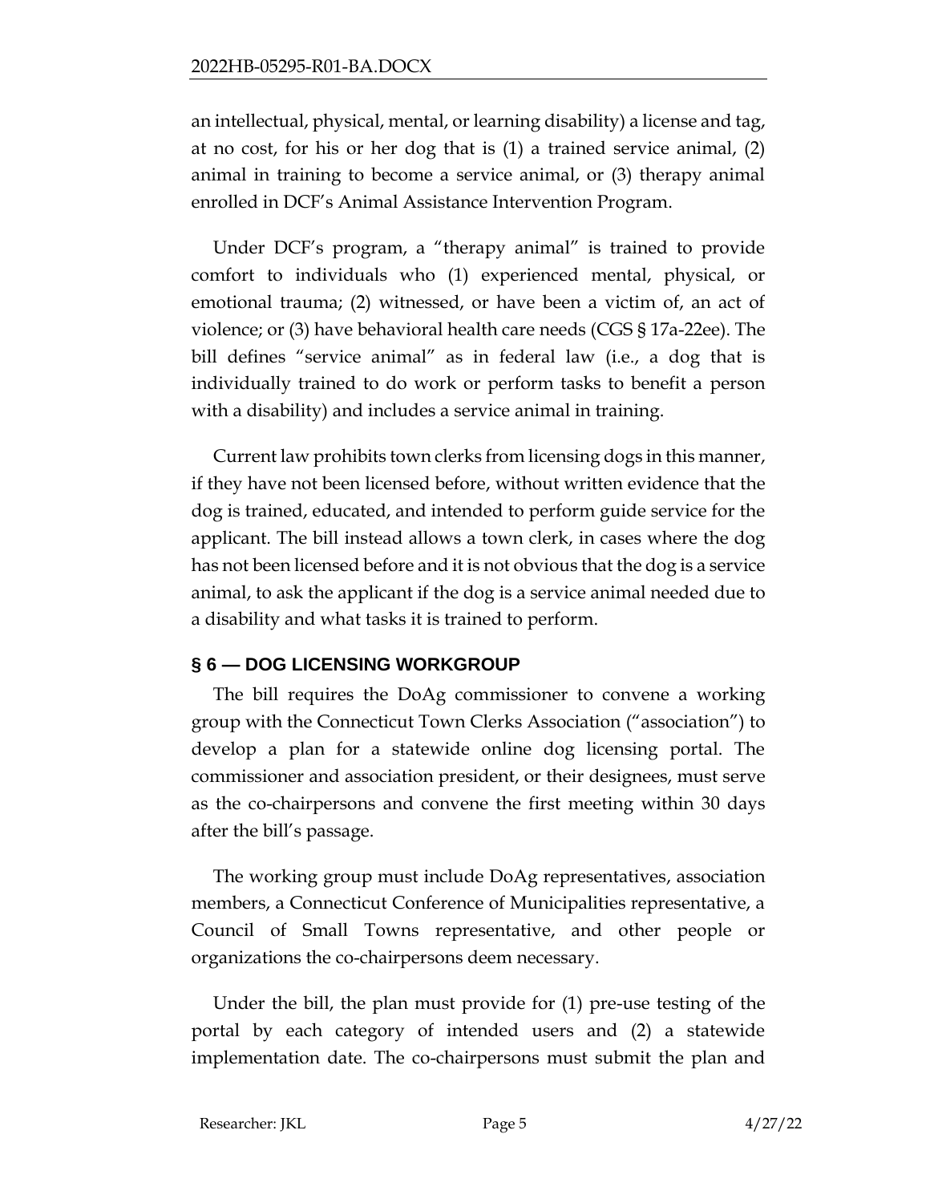an intellectual, physical, mental, or learning disability) a license and tag, at no cost, for his or her dog that is (1) a trained service animal, (2) animal in training to become a service animal, or (3) therapy animal enrolled in DCF's Animal Assistance Intervention Program.

Under DCF's program, a "therapy animal" is trained to provide comfort to individuals who (1) experienced mental, physical, or emotional trauma; (2) witnessed, or have been a victim of, an act of violence; or (3) have behavioral health care needs (CGS § 17a-22ee). The bill defines "service animal" as in federal law (i.e., a dog that is individually trained to do work or perform tasks to benefit a person with a disability) and includes a service animal in training.

Current law prohibits town clerks from licensing dogs in this manner, if they have not been licensed before, without written evidence that the dog is trained, educated, and intended to perform guide service for the applicant. The bill instead allows a town clerk, in cases where the dog has not been licensed before and it is not obvious that the dog is a service animal, to ask the applicant if the dog is a service animal needed due to a disability and what tasks it is trained to perform.

## § 6 — DOG LICENSING WORKGROUP

The bill requires the DoAg commissioner to convene a working group with the Connecticut Town Clerks Association ("association") to develop a plan for a statewide online dog licensing portal. The commissioner and association president, or their designees, must serve as the co-chairpersons and convene the first meeting within 30 days after the bill's passage.

The working group must include DoAg representatives, association members, a Connecticut Conference of Municipalities representative, a Council of Small Towns representative, and other people or organizations the co-chairpersons deem necessary.

Under the bill, the plan must provide for (1) pre-use testing of the portal by each category of intended users and (2) a statewide implementation date. The co-chairpersons must submit the plan and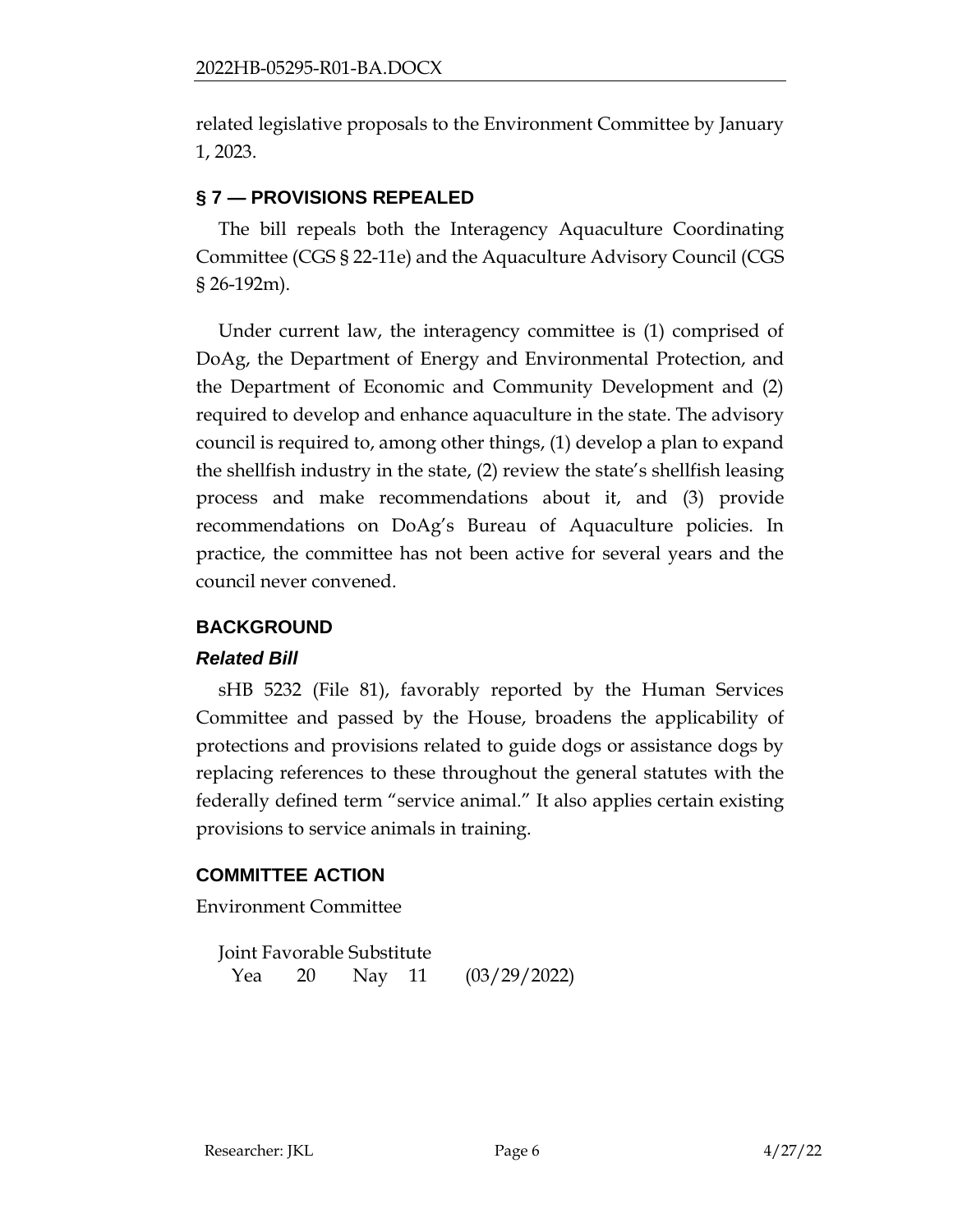related legislative proposals to the Environment Committee by January 1, 2023.

## § 7 — PROVISIONS REPEALED

The bill repeals both the Interagency Aquaculture Coordinating Committee (CGS § 22-11e) and the Aquaculture Advisory Council (CGS § 26-192m).

Under current law, the interagency committee is (1) comprised of DoAg, the Department of Energy and Environmental Protection, and the Department of Economic and Community Development and (2) required to develop and enhance aquaculture in the state. The advisory council is required to, among other things, (1) develop a plan to expand the shellfish industry in the state, (2) review the state's shellfish leasing process and make recommendations about it, and (3) provide recommendations on DoAg's Bureau of Aquaculture policies. In practice, the committee has not been active for several years and the council never convened.

## BACKGROUND

### *Related Bill*

sHB 5232 (File 81), favorably reported by the Human Services Committee and passed by the House, broadens the applicability of protections and provisions related to guide dogs or assistance dogs by replacing references to these throughout the general statutes with the federally defined term "service animal." It also applies certain existing provisions to service animals in training.

## COMMITTEE ACTION

Environment Committee

Joint Favorable Substitute
Yea 20 Nay 11 (03/29/2022)